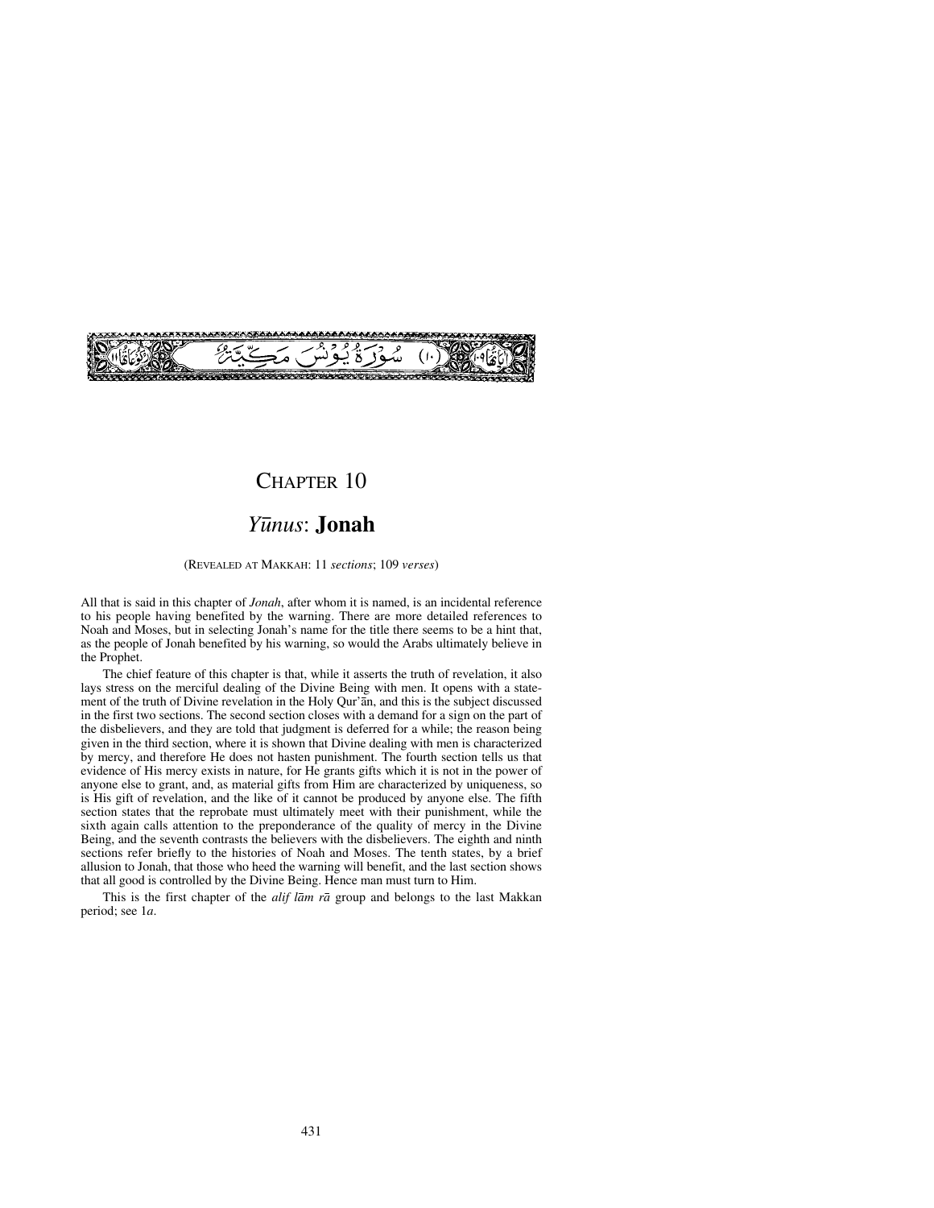(١٠) سُوْرَةُ يُوْنُسَ مَكِّيَّةٌ

# Chapter 10

## *Yūnus*: **Jonah**

(Revealed at Makkah: 11 *sections*; 109 *verses*)

All that is said in this chapter of *Jonah*, after whom it is named, is an incidental reference to his people having benefited by the warning. There are more detailed references to Noah and Moses, but in selecting Jonah's name for the title there seems to be a hint that, as the people of Jonah benefited by his warning, so would the Arabs ultimately believe in the Prophet.

The chief feature of this chapter is that, while it asserts the truth of revelation, it also lays stress on the merciful dealing of the Divine Being with men. It opens with a statement of the truth of Divine revelation in the Holy Qur'ān, and this is the subject discussed in the first two sections. The second section closes with a demand for a sign on the part of the disbelievers, and they are told that judgment is deferred for a while; the reason being given in the third section, where it is shown that Divine dealing with men is characterized by mercy, and therefore He does not hasten punishment. The fourth section tells us that evidence of His mercy exists in nature, for He grants gifts which it is not in the power of anyone else to grant, and, as material gifts from Him are characterized by uniqueness, so is His gift of revelation, and the like of it cannot be produced by anyone else. The fifth section states that the reprobate must ultimately meet with their punishment, while the sixth again calls attention to the preponderance of the quality of mercy in the Divine Being, and the seventh contrasts the believers with the disbelievers. The eighth and ninth sections refer briefly to the histories of Noah and Moses. The tenth states, by a brief allusion to Jonah, that those who heed the warning will benefit, and the last section shows that all good is controlled by the Divine Being. Hence man must turn to Him.

This is the first chapter of the *alif lām rā* group and belongs to the last Makkan period; see 1*a*.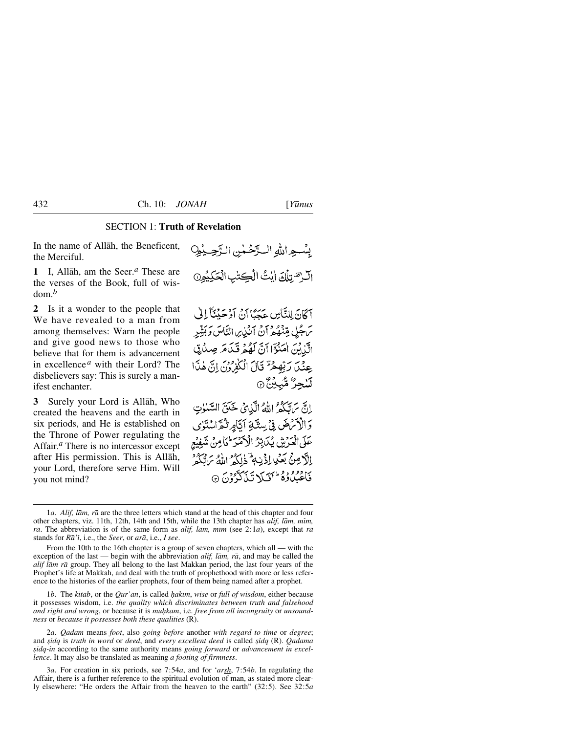## SECTION 1: **Truth of Revelation**

In the name of Allāh, the Beneficent, the Merciful.

بِسْمِ اللّٰهِ الرَّحْمٰنِ الرَّحِيْمِ

**1** I, Allāh, am the Seer.[a] These are the verses of the Book, full of wisdom.[b]

الٓرٰ تِلْكَ اٰيٰتُ الْكِتٰبِ الْحَكِيْمِ ①

**2** Is it a wonder to the people that We have revealed to a man from among themselves: Warn the people and give good news to those who believe that for them is advancement in excellence[a] with their Lord? The disbelievers say: This is surely a manifest enchanter.

اَكَانَ لِلنَّاسِ عَجَبًا اَنْ اَوْحَيْنَاۤ اِلٰى رَجُلٍ مِّنْهُمْ اَنْ اَنْذِرِ النَّاسَ وَبَشِّرِ الَّذِيْنَ اٰمَنُوْۤا اَنَّ لَهُمْ قَدَمَ صِدْقٍ عِنْدَ رَبِّهِمْ ؕ قَالَ الْكٰفِرُوْنَ اِنَّ هٰذَا لَسٰحِرٌ مُّبِيْنٌ ②

**3** Surely your Lord is Allāh, Who created the heavens and the earth in six periods, and He is established on the Throne of Power regulating the Affair.[a] There is no intercessor except after His permission. This is Allāh, your Lord, therefore serve Him. Will you not mind?

اِنَّ رَبَّكُمُ اللّٰهُ الَّذِيْ خَلَقَ السَّمٰوٰتِ وَالْاَرْضَ فِيْ سِتَّةِ اَيَّامٍ ثُمَّ اسْتَوٰى عَلَى الْعَرْشِ يُدَبِّرُ الْاَمْرَ ؕ مَا مِنْ شَفِيْعٍ اِلَّا مِنْۢ بَعْدِ اِذْنِهٖ ؕ ذٰلِكُمُ اللّٰهُ رَبُّكُمْ فَاعْبُدُوْهُ ؕ اَفَلَا تَذَكَّرُوْنَ ③

---

1*a*. *Alif, lām, rā* are the three letters which stand at the head of this chapter and four other chapters, viz. 11th, 12th, 14th and 15th, while the 13th chapter has *alif, lām, mīm, rā*. The abbreviation is of the same form as *alif, lām, mīm* (see 2:1*a*), except that *rā* stands for *Rā'ī*, i.e., the *Seer*, or *arā*, i.e., *I see*.

From the 10th to the 16th chapter is a group of seven chapters, which all — with the exception of the last — begin with the abbreviation *alif, lām, rā*, and may be called the *alif lām rā* group. They all belong to the last Makkan period, the last four years of the Prophet's life at Makkah, and deal with the truth of prophethood with more or less reference to the histories of the earlier prophets, four of them being named after a prophet.

1*b*. The *kitāb*, or the *Qur'ān*, is called *ḥakīm*, *wise* or *full of wisdom*, either because it possesses wisdom, i.e. *the quality which discriminates between truth and falsehood and right and wrong*, or because it is *muḥkam*, i.e. *free from all incongruity* or *unsoundness* or *because it possesses both these qualities* (R).

2*a*. *Qadam* means *foot*, also *going before* another *with regard to time* or *degree*; and *ṣidq* is *truth in word* or *deed*, and *every excellent deed* is called *ṣidq* (R). *Qadama ṣidq-in* according to the same authority means *going forward* or *advancement in excellence*. It may also be translated as meaning *a footing of firmness*.

3*a*. For creation in six periods, see 7:54*a*, and for *'arsh*, 7:54*b*. In regulating the Affair, there is a further reference to the spiritual evolution of man, as stated more clearly elsewhere: "He orders the Affair from the heaven to the earth" (32:5). See 32:5*a*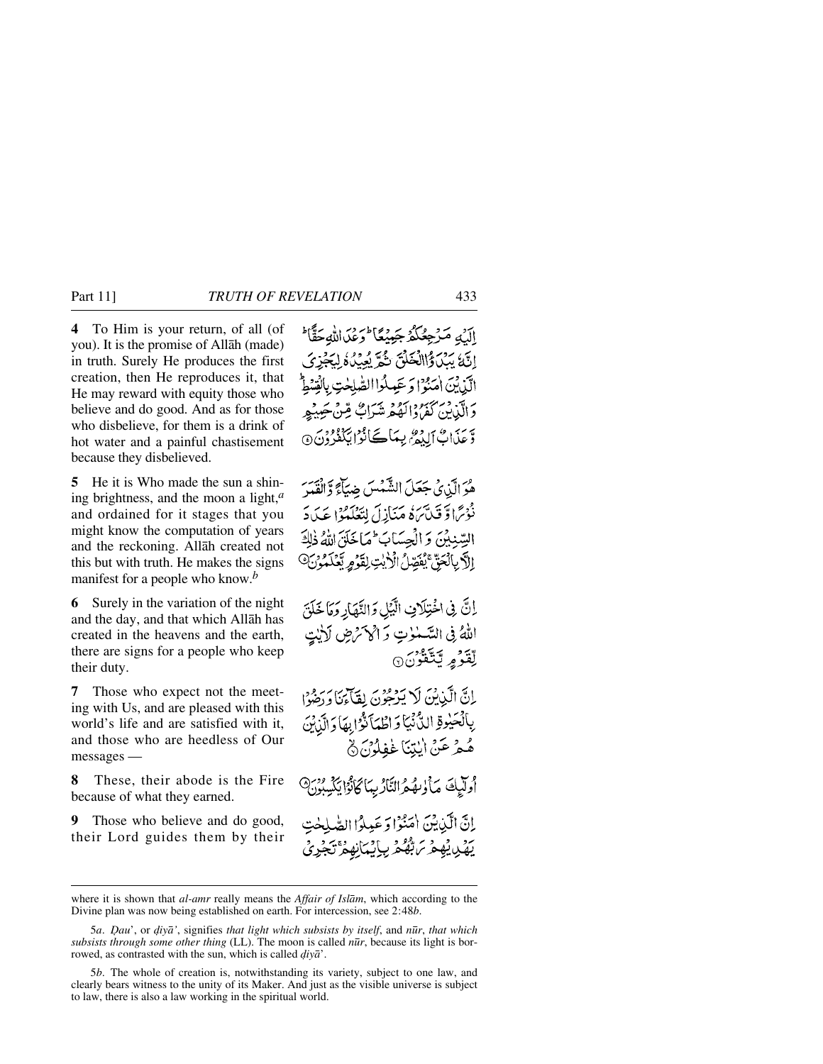**4** To Him is your return, of all (of you). It is the promise of Allāh (made) in truth. Surely He produces the first creation, then He reproduces it, that He may reward with equity those who believe and do good. And as for those who disbelieve, for them is a drink of hot water and a painful chastisement because they disbelieved.

إِلَيْهِ مَرْجِعُكُمْ جَمِيعًا ۖ وَعْدَ اللَّهِ حَقًّا ۚ إِنَّهُ يَبْدَؤُا الْخَلْقَ ثُمَّ يُعِيدُهُ لِيَجْزِيَ الَّذِينَ آمَنُوا وَعَمِلُوا الصَّالِحَاتِ بِالْقِسْطِ ۚ وَالَّذِينَ كَفَرُوا لَهُمْ شَرَابٌ مِّنْ حَمِيمٍ وَعَذَابٌ أَلِيمٌ بِمَا كَانُوا يَكْفُرُونَ ﴿٤﴾

**5** He it is Who made the sun a shining brightness, and the moon a light,[a] and ordained for it stages that you might know the computation of years and the reckoning. Allāh created not this but with truth. He makes the signs manifest for a people who know.[b]

هُوَ الَّذِي جَعَلَ الشَّمْسَ ضِيَاءً وَالْقَمَرَ نُورًا وَقَدَّرَهُ مَنَازِلَ لِتَعْلَمُوا عَدَدَ السِّنِينَ وَالْحِسَابَ ۚ مَا خَلَقَ اللَّهُ ذَٰلِكَ إِلَّا بِالْحَقِّ ۚ يُفَصِّلُ الْآيَاتِ لِقَوْمٍ يَعْلَمُونَ ﴿٥﴾

**6** Surely in the variation of the night and the day, and that which Allāh has created in the heavens and the earth, there are signs for a people who keep their duty.

إِنَّ فِي اخْتِلَافِ اللَّيْلِ وَالنَّهَارِ وَمَا خَلَقَ اللَّهُ فِي السَّمَاوَاتِ وَالْأَرْضِ لَآيَاتٍ لِّقَوْمٍ يَتَّقُونَ ﴿٦﴾

**7** Those who expect not the meeting with Us, and are pleased with this world's life and are satisfied with it, and those who are heedless of Our messages —

إِنَّ الَّذِينَ لَا يَرْجُونَ لِقَاءَنَا وَرَضُوا بِالْحَيَاةِ الدُّنْيَا وَاطْمَأَنُّوا بِهَا وَالَّذِينَ هُمْ عَنْ آيَاتِنَا غَافِلُونَ ﴿٧﴾

**8** These, their abode is the Fire because of what they earned.

أُولَٰئِكَ مَأْوَاهُمُ النَّارُ بِمَا كَانُوا يَكْسِبُونَ ﴿٨﴾

**9** Those who believe and do good, their Lord guides them by their

إِنَّ الَّذِينَ آمَنُوا وَعَمِلُوا الصَّالِحَاتِ يَهْدِيهِمْ رَبُّهُم بِإِيمَانِهِمْ ۖ تَجْرِي

---

where it is shown that *al-amr* really means the *Affair of Islām*, which according to the Divine plan was now being established on earth. For intercession, see 2:48*b*.

5*a*. *Ḍau'*, or *ḍiyā'*, signifies *that light which subsists by itself*, and *nūr*, *that which subsists through some other thing* (LL). The moon is called *nūr*, because its light is borrowed, as contrasted with the sun, which is called *ḍiyā'*.

5*b*. The whole of creation is, notwithstanding its variety, subject to one law, and clearly bears witness to the unity of its Maker. And just as the visible universe is subject to law, there is also a law working in the spiritual world.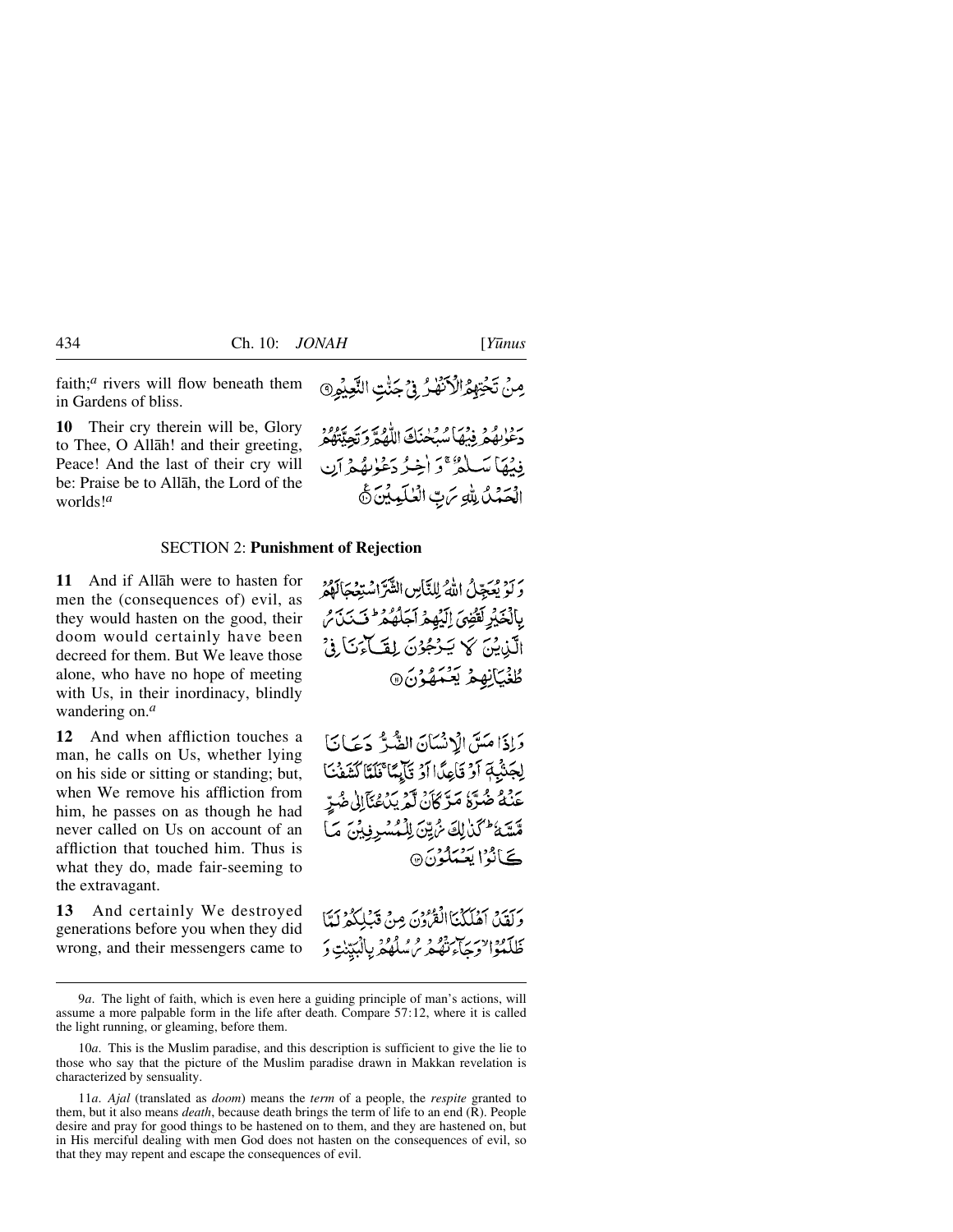faith;[a] rivers will flow beneath them in Gardens of bliss.

مِنۡ تَحۡتِهِمُ الۡاَنۡهٰرُ فِیۡ جَنّٰتِ النَّعِیۡمِ ﴿۹﴾

**10** Their cry therein will be, Glory to Thee, O Allāh! and their greeting, Peace! And the last of their cry will be: Praise be to Allāh, the Lord of the worlds![a]

دَعۡوٰىهُمۡ فِیۡهَا سُبۡحٰنَكَ اللّٰهُمَّ وَتَحِیَّتُهُمۡ فِیۡهَا سَلٰمٌ ۚ وَاٰخِرُ دَعۡوٰىهُمۡ اَنِ الۡحَمۡدُ لِلّٰهِ رَبِّ الۡعٰلَمِیۡنَ ﴿۱۰﴾

## SECTION 2: Punishment of Rejection

**11** And if Allāh were to hasten for men the (consequences of) evil, as they would hasten on the good, their doom would certainly have been decreed for them. But We leave those alone, who have no hope of meeting with Us, in their inordinacy, blindly wandering on.[a]

وَلَوۡ یُعَجِّلُ اللّٰهُ لِلنَّاسِ الشَّرَّ اسۡتِعۡجَالَهُمۡ بِالۡخَیۡرِ لَقُضِیَ اِلَیۡهِمۡ اَجَلُهُمۡ ؕ فَنَذَرُ الَّذِیۡنَ لَا یَرۡجُوۡنَ لِقَآءَنَا فِیۡ طُغۡیَانِهِمۡ یَعۡمَهُوۡنَ ﴿۱۱﴾

**12** And when affliction touches a man, he calls on Us, whether lying on his side or sitting or standing; but, when We remove his affliction from him, he passes on as though he had never called on Us on account of an affliction that touched him. Thus is what they do, made fair-seeming to the extravagant.

وَاِذَا مَسَّ الۡاِنۡسَانَ الضُّرُّ دَعَانَا لِجَنۡۢبِهٖۤ اَوۡ قَاعِدًا اَوۡ قَآئِمًا ۚ فَلَمَّا كَشَفۡنَا عَنۡهُ ضُرَّهٗ مَرَّ كَاَنۡ لَّمۡ یَدۡعُنَاۤ اِلٰی ضُرٍّ مَّسَّهٗ ؕ كَذٰلِكَ زُیِّنَ لِلۡمُسۡرِفِیۡنَ مَا كَانُوۡا یَعۡمَلُوۡنَ ﴿۱۲﴾

**13** And certainly We destroyed generations before you when they did wrong, and their messengers came to

وَلَقَدۡ اَهۡلَكۡنَا الۡقُرُوۡنَ مِنۡ قَبۡلِكُمۡ لَمَّا ظَلَمُوۡا ۙ وَجَآءَتۡهُمۡ رُسُلُهُمۡ بِالۡبَیِّنٰتِ وَ

---

9*a*. The light of faith, which is even here a guiding principle of man's actions, will assume a more palpable form in the life after death. Compare 57:12, where it is called the light running, or gleaming, before them.

10*a*. This is the Muslim paradise, and this description is sufficient to give the lie to those who say that the picture of the Muslim paradise drawn in Makkan revelation is characterized by sensuality.

11*a*. *Ajal* (translated as *doom*) means the *term* of a people, the *respite* granted to them, but it also means *death*, because death brings the term of life to an end (R). People desire and pray for good things to be hastened on to them, and they are hastened on, but in His merciful dealing with men God does not hasten on the consequences of evil, so that they may repent and escape the consequences of evil.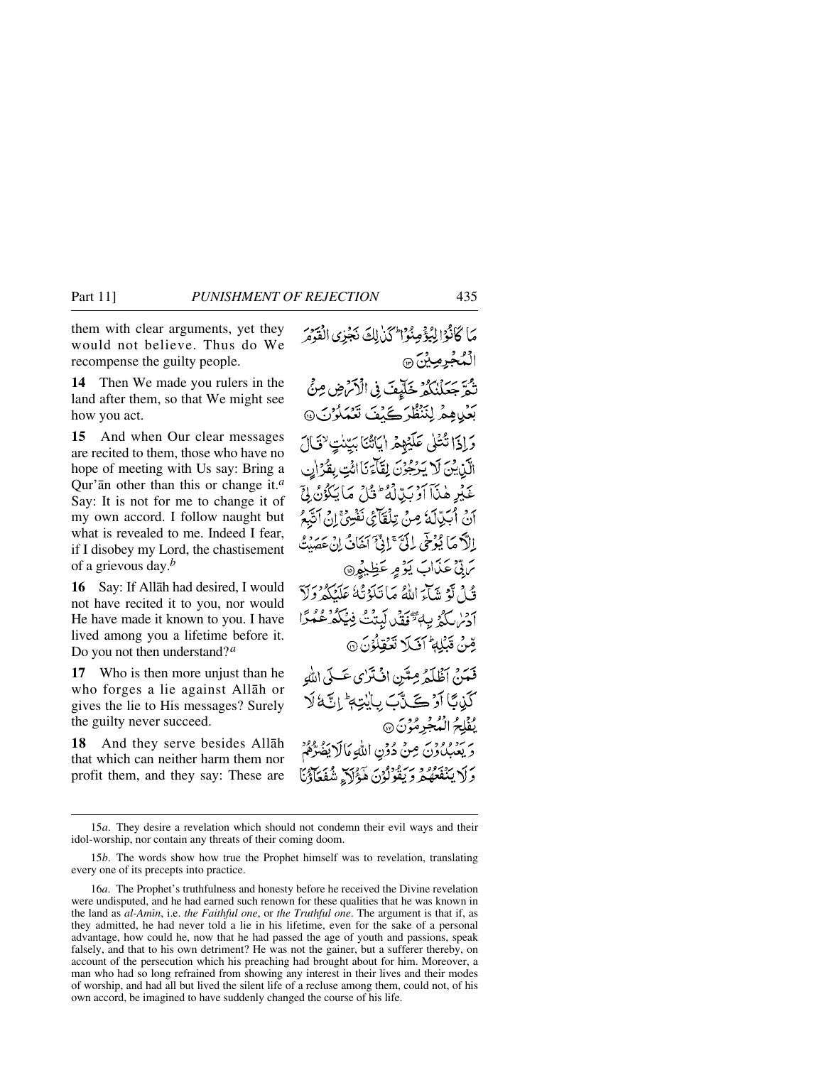them with clear arguments, yet they would not believe. Thus do We recompense the guilty people.

مَا كَانُوْا لِيُؤْمِنُوْا ۚ كَذٰلِكَ نَجْزِى الْقَوْمَ الْمُجْرِمِيْنَ ﴿١٣﴾

**14** Then We made you rulers in the land after them, so that We might see how you act.

ثُمَّ جَعَلْنٰكُمْ خَلٰٓئِفَ فِى الْاَرْضِ مِنْۢ بَعْدِهِمْ لِنَنْظُرَ كَيْفَ تَعْمَلُوْنَ ﴿١٤﴾

**15** And when Our clear messages are recited to them, those who have no hope of meeting with Us say: Bring a Qur'ān other than this or change it.[a] Say: It is not for me to change it of my own accord. I follow naught but what is revealed to me. Indeed I fear, if I disobey my Lord, the chastisement of a grievous day.[b]

وَاِذَا تُتْلٰى عَلَيْهِمْ اٰيَاتُنَا بَيِّنٰتٍ ۙ قَالَ الَّذِيْنَ لَا يَرْجُوْنَ لِقَآءَنَا ائْتِ بِقُرْاٰنٍ غَيْرِ هٰذَآ اَوْ بَدِّلْهُ ۚ قُلْ مَا يَكُوْنُ لِىْٓ اَنْ اُبَدِّلَهٗ مِنْ تِلْقَآئِ نَفْسِىْ ۚ اِنْ اَتَّبِعُ اِلَّا مَا يُوْحٰٓى اِلَىَّ ۚ اِنِّىْٓ اَخَافُ اِنْ عَصَيْتُ رَبِّىْ عَذَابَ يَوْمٍ عَظِيْمٍ ﴿١٥﴾

**16** Say: If Allāh had desired, I would not have recited it to you, nor would He have made it known to you. I have lived among you a lifetime before it. Do you not then understand?[a]

قُلْ لَّوْ شَآءَ اللّٰهُ مَا تَلَوْتُهٗ عَلَيْكُمْ وَلَآ اَدْرٰىكُمْ بِهٖ ۖ فَقَدْ لَبِثْتُ فِيْكُمْ عُمُرًا مِّنْ قَبْلِهٖ ۗ اَفَلَا تَعْقِلُوْنَ ﴿١٦﴾

**17** Who is then more unjust than he who forges a lie against Allāh or gives the lie to His messages? Surely the guilty never succeed.

فَمَنْ اَظْلَمُ مِمَّنِ افْتَرٰى عَلَى اللّٰهِ كَذِبًا اَوْ كَذَّبَ بِاٰيٰتِهٖ ۗ اِنَّهٗ لَا يُفْلِحُ الْمُجْرِمُوْنَ ﴿١٧﴾

**18** And they serve besides Allāh that which can neither harm them nor profit them, and they say: These are

وَيَعْبُدُوْنَ مِنْ دُوْنِ اللّٰهِ مَا لَا يَضُرُّهُمْ وَلَا يَنْفَعُهُمْ وَيَقُوْلُوْنَ هٰٓؤُلَآءِ شُفَعَآؤُنَا

---

15*a*. They desire a revelation which should not condemn their evil ways and their idol-worship, nor contain any threats of their coming doom.

15*b*. The words show how true the Prophet himself was to revelation, translating every one of its precepts into practice.

16*a*. The Prophet's truthfulness and honesty before he received the Divine revelation were undisputed, and he had earned such renown for these qualities that he was known in the land as *al-Amīn*, i.e. *the Faithful one*, or *the Truthful one*. The argument is that if, as they admitted, he had never told a lie in his lifetime, even for the sake of a personal advantage, how could he, now that he had passed the age of youth and passions, speak falsely, and that to his own detriment? He was not the gainer, but a sufferer thereby, on account of the persecution which his preaching had brought about for him. Moreover, a man who had so long refrained from showing any interest in their lives and their modes of worship, and had all but lived the silent life of a recluse among them, could not, of his own accord, be imagined to have suddenly changed the course of his life.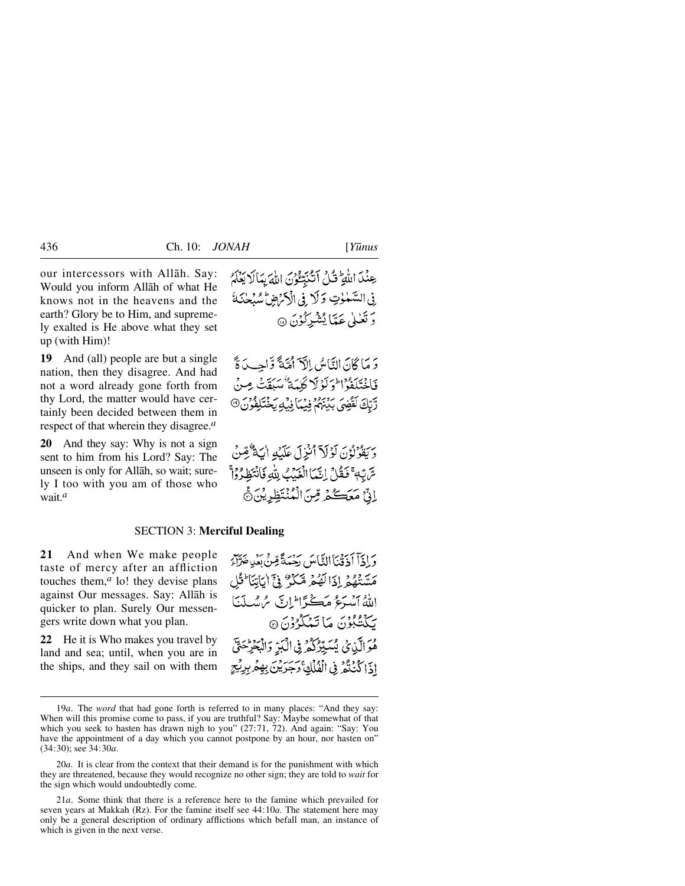our intercessors with Allāh. Say: Would you inform Allāh of what He knows not in the heavens and the earth? Glory be to Him, and supremely exalted is He above what they set up (with Him)!

عِنْدَ اللّٰهِ ۚ قُلْ اَتُنَبِّـُٔوْنَ اللّٰهَ بِمَا لَا يَعْلَمُ فِى السَّمٰوٰتِ وَلَا فِى الْاَرْضِ ۚ سُبْحٰنَهٗ وَتَعٰلٰى عَمَّا يُشْرِكُوْنَ ﴿۱۸﴾

**19** And (all) people are but a single nation, then they disagree. And had not a word already gone forth from thy Lord, the matter would have certainly been decided between them in respect of that wherein they disagree.[a]

وَمَا كَانَ النَّاسُ اِلَّاۤ اُمَّةً وَّاحِدَةً فَاخْتَلَفُوْا ۚ وَلَوْلَا كَلِمَةٌ سَبَقَتْ مِنْ رَّبِّكَ لَقُضِىَ بَيْنَهُمْ فِيْمَا فِيْهِ يَخْتَلِفُوْنَ ﴿۱۹﴾

**20** And they say: Why is not a sign sent to him from his Lord? Say: The unseen is only for Allāh, so wait; surely I too with you am of those who wait.[a]

وَيَقُوْلُوْنَ لَوْلَاۤ اُنْزِلَ عَلَيْهِ اٰيَةٌ مِّنْ رَّبِّهٖ ۚ فَقُلْ اِنَّمَا الْغَيْبُ لِلّٰهِ فَانْتَظِرُوْا ۚ اِنِّىْ مَعَكُمْ مِّنَ الْمُنْتَظِرِيْنَ ﴿۲۰﴾

## SECTION 3: **Merciful Dealing**

**21** And when We make people taste of mercy after an affliction touches them,[a] lo! they devise plans against Our messages. Say: Allāh is quicker to plan. Surely Our messengers write down what you plan.

وَاِذَاۤ اَذَقْنَا النَّاسَ رَحْمَةً مِّنْۢ بَعْدِ ضَرَّآءَ مَسَّتْهُمْ اِذَا لَهُمْ مَّكْرٌ فِىْۤ اٰيَاتِنَا ۚ قُلِ اللّٰهُ اَسْرَعُ مَكْرًا ۚ اِنَّ رُسُلَنَا يَكْتُبُوْنَ مَا تَمْكُرُوْنَ ﴿۲۱﴾

**22** He it is Who makes you travel by land and sea; until, when you are in the ships, and they sail on with them

هُوَ الَّذِىْ يُسَيِّرُكُمْ فِى الْبَرِّ وَالْبَحْرِ ۚ حَتّٰۤى اِذَا كُنْتُمْ فِى الْفُلْكِ ۚ وَجَرَيْنَ بِهِمْ بِرِيْحٍ

---

19*a*. The *word* that had gone forth is referred to in many places: "And they say: When will this promise come to pass, if you are truthful? Say: Maybe somewhat of that which you seek to hasten has drawn nigh to you" (27:71, 72). And again: "Say: You have the appointment of a day which you cannot postpone by an hour, nor hasten on" (34:30); see 34:30*a*.

20*a*. It is clear from the context that their demand is for the punishment with which they are threatened, because they would recognize no other sign; they are told to *wait* for the sign which would undoubtedly come.

21*a*. Some think that there is a reference here to the famine which prevailed for seven years at Makkah (Rz). For the famine itself see 44:10*a*. The statement here may only be a general description of ordinary afflictions which befall man, an instance of which is given in the next verse.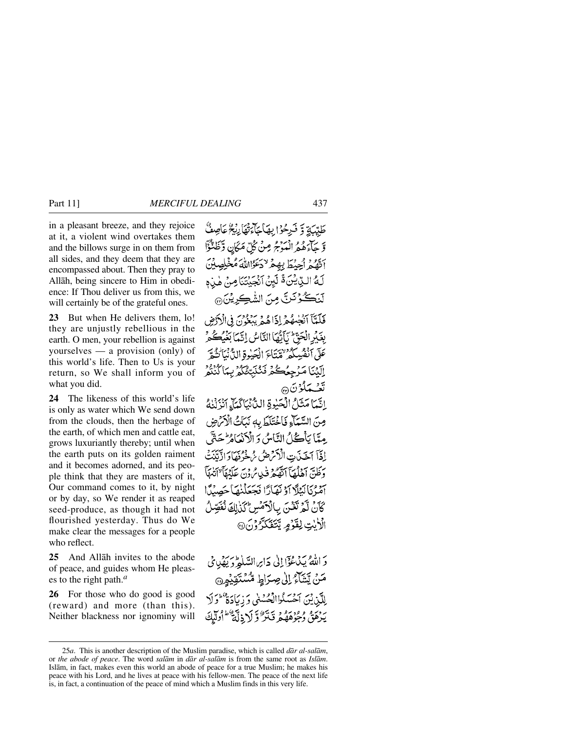in a pleasant breeze, and they rejoice at it, a violent wind overtakes them and the billows surge in on them from all sides, and they deem that they are encompassed about. Then they pray to Allāh, being sincere to Him in obedience: If Thou deliver us from this, we will certainly be of the grateful ones.

طَيِّبَةٍ وَّ فَرِحُوْا بِهَا جَآءَتْهَا رِيْحٌ عَاصِفٌ وَّ جَآءَهُمُ الْمَوْجُ مِنْ كُلِّ مَكَانٍ وَّ ظَنُّوْٓا اَنَّهُمْ اُحِيْطَ بِهِمْ ۙ دَعَوُا اللّٰهَ مُخْلِصِيْنَ لَهُ الدِّيْنَ ۚ لَئِنْ اَنْجَيْتَنَا مِنْ هٰذِهٖ لَنَكُوْنَنَّ مِنَ الشّٰكِرِيْنَ ﴿۲۲﴾

**23** But when He delivers them, lo! they are unjustly rebellious in the earth. O men, your rebellion is against yourselves — a provision (only) of this world's life. Then to Us is your return, so We shall inform you of what you did.

فَلَمَّآ اَنْجٰىهُمْ اِذَا هُمْ يَبْغُوْنَ فِي الْاَرْضِ بِغَيْرِ الْحَقِّ ؕ يٰٓاَيُّهَا النَّاسُ اِنَّمَا بَغْيُكُمْ عَلٰٓى اَنْفُسِكُمْ ۙ مَّتَاعَ الْحَيٰوةِ الدُّنْيَا ۫ ثُمَّ اِلَيْنَا مَرْجِعُكُمْ فَنُنَبِّئُكُمْ بِمَا كُنْتُمْ تَعْمَلُوْنَ ﴿۲۳﴾

**24** The likeness of this world's life is only as water which We send down from the clouds, then the herbage of the earth, of which men and cattle eat, grows luxuriantly thereby; until when the earth puts on its golden raiment and it becomes adorned, and its people think that they are masters of it, Our command comes to it, by night or by day, so We render it as reaped seed-produce, as though it had not flourished yesterday. Thus do We make clear the messages for a people who reflect.

اِنَّمَا مَثَلُ الْحَيٰوةِ الدُّنْيَا كَمَآءٍ اَنْزَلْنٰهُ مِنَ السَّمَآءِ فَاخْتَلَطَ بِهٖ نَبَاتُ الْاَرْضِ مِمَّا يَاْكُلُ النَّاسُ وَ الْاَنْعَامُ ؕ حَتّٰٓى اِذَآ اَخَذَتِ الْاَرْضُ زُخْرُفَهَا وَ ازَّيَّنَتْ وَ ظَنَّ اَهْلُهَآ اَنَّهُمْ قٰدِرُوْنَ عَلَيْهَآ ۙ اَتٰىهَآ اَمْرُنَا لَيْلًا اَوْ نَهَارًا فَجَعَلْنٰهَا حَصِيْدًا كَاَنْ لَّمْ تَغْنَ بِالْاَمْسِ ؕ كَذٰلِكَ نُفَصِّلُ الْاٰيٰتِ لِقَوْمٍ يَّتَفَكَّرُوْنَ ﴿۲۴﴾

**25** And Allāh invites to the abode of peace, and guides whom He pleases to the right path.[a]

وَ اللّٰهُ يَدْعُوْٓا اِلٰى دَارِ السَّلٰمِ ؕ وَ يَهْدِيْ مَنْ يَّشَآءُ اِلٰى صِرَاطٍ مُّسْتَقِيْمٍ ﴿۲۵﴾

**26** For those who do good is good (reward) and more (than this). Neither blackness nor ignominy will

لِلَّذِيْنَ اَحْسَنُوا الْحُسْنٰى وَ زِيَادَةٌ ؕ وَ لَا يَرْهَقُ وُجُوْهَهُمْ قَتَرٌ وَّ لَا ذِلَّةٌ ؕ اُولٰٓئِكَ

---

25*a*. This is another description of the Muslim paradise, which is called *dār al-salām*, or *the abode of peace*. The word *salām* in *dār al-salām* is from the same root as *Islām*. Islām, in fact, makes even this world an abode of peace for a true Muslim; he makes his peace with his Lord, and he lives at peace with his fellow-men. The peace of the next life is, in fact, a continuation of the peace of mind which a Muslim finds in this very life.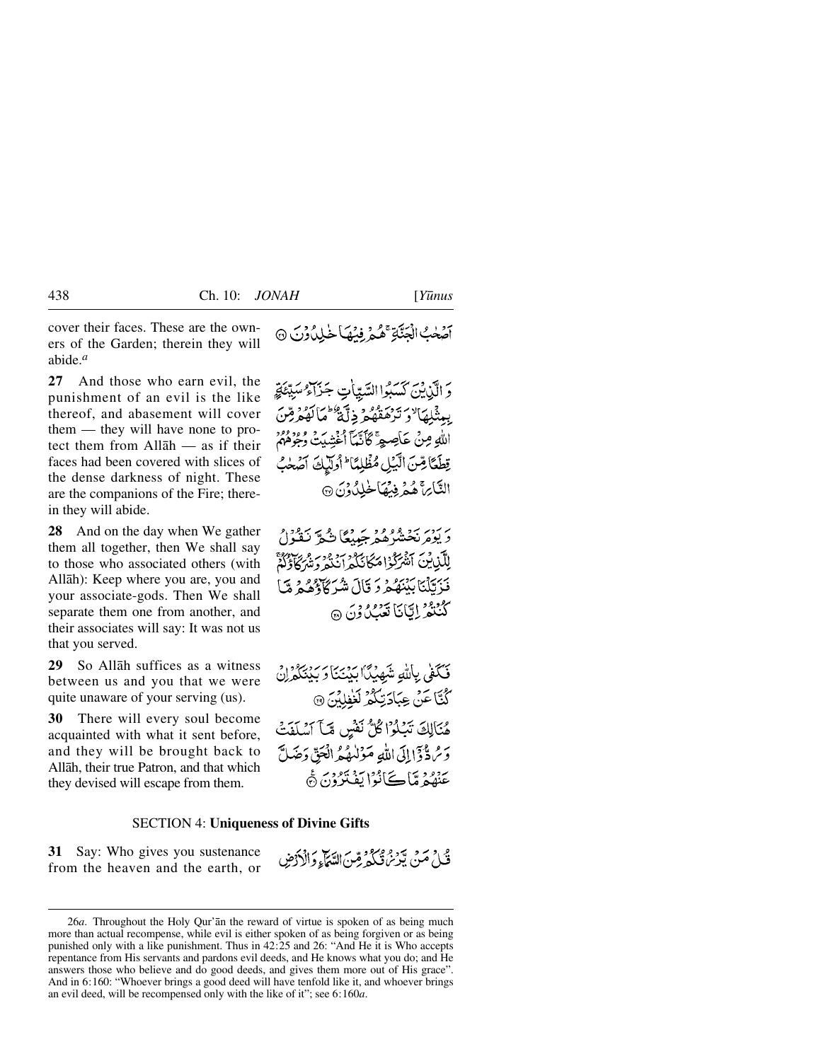cover their faces. These are the owners of the Garden; therein they will abide.[a]

أَصْحٰبُ الْجَنَّةِ ۚ هُمْ فِيهَا خٰلِدُونَ ﴿٢٦﴾

**27** And those who earn evil, the punishment of an evil is the like thereof, and abasement will cover them — they will have none to protect them from Allāh — as if their faces had been covered with slices of the dense darkness of night. These are the companions of the Fire; therein they will abide.

وَالَّذِينَ كَسَبُوا السَّيِّاٰتِ جَزَآءُ سَيِّئَةٍۢ بِمِثْلِهَا ۙ وَتَرْهَقُهُمْ ذِلَّةٌ ۗ مَا لَهُمْ مِّنَ اللّٰهِ مِنْ عَاصِمٍ ۚ كَأَنَّمَآ أُغْشِيَتْ وُجُوهُهُمْ قِطَعًا مِّنَ الَّيْلِ مُظْلِمًا ۚ أُولٰٓئِكَ أَصْحٰبُ النَّارِ ۖ هُمْ فِيهَا خٰلِدُونَ ﴿٢٧﴾

**28** And on the day when We gather them all together, then We shall say to those who associated others (with Allāh): Keep where you are, you and your associate-gods. Then We shall separate them one from another, and their associates will say: It was not us that you served.

وَيَوْمَ نَحْشُرُهُمْ جَمِيعًا ثُمَّ نَقُولُ لِلَّذِينَ أَشْرَكُوا مَكَانَكُمْ أَنْتُمْ وَشُرَكَآؤُكُمْ ۚ فَزَيَّلْنَا بَيْنَهُمْ ۖ وَقَالَ شُرَكَآؤُهُمْ مَّا كُنْتُمْ إِيَّانَا تَعْبُدُونَ ﴿٢٨﴾

**29** So Allāh suffices as a witness between us and you that we were quite unaware of your serving (us).

فَكَفٰى بِاللّٰهِ شَهِيدًۢا بَيْنَنَا وَبَيْنَكُمْ إِنْ كُنَّا عَنْ عِبَادَتِكُمْ لَغٰفِلِينَ ﴿٢٩﴾

**30** There will every soul become acquainted with what it sent before, and they will be brought back to Allāh, their true Patron, and that which they devised will escape from them.

هُنَالِكَ تَبْلُوا كُلُّ نَفْسٍ مَّآ أَسْلَفَتْ وَرُدُّوٓا إِلَى اللّٰهِ مَوْلٰىهُمُ الْحَقِّ وَضَلَّ عَنْهُمْ مَّا كَانُوا يَفْتَرُونَ ﴿٣٠﴾

## SECTION 4: **Uniqueness of Divine Gifts**

**31** Say: Who gives you sustenance from the heaven and the earth, or

قُلْ مَنْ يَّرْزُقُكُمْ مِّنَ السَّمَآءِ وَالْأَرْضِ

---

26*a*. Throughout the Holy Qur'ān the reward of virtue is spoken of as being much more than actual recompense, while evil is either spoken of as being forgiven or as being punished only with a like punishment. Thus in 42:25 and 26: "And He it is Who accepts repentance from His servants and pardons evil deeds, and He knows what you do; and He answers those who believe and do good deeds, and gives them more out of His grace". And in 6:160: "Whoever brings a good deed will have tenfold like it, and whoever brings an evil deed, will be recompensed only with the like of it"; see 6:160*a*.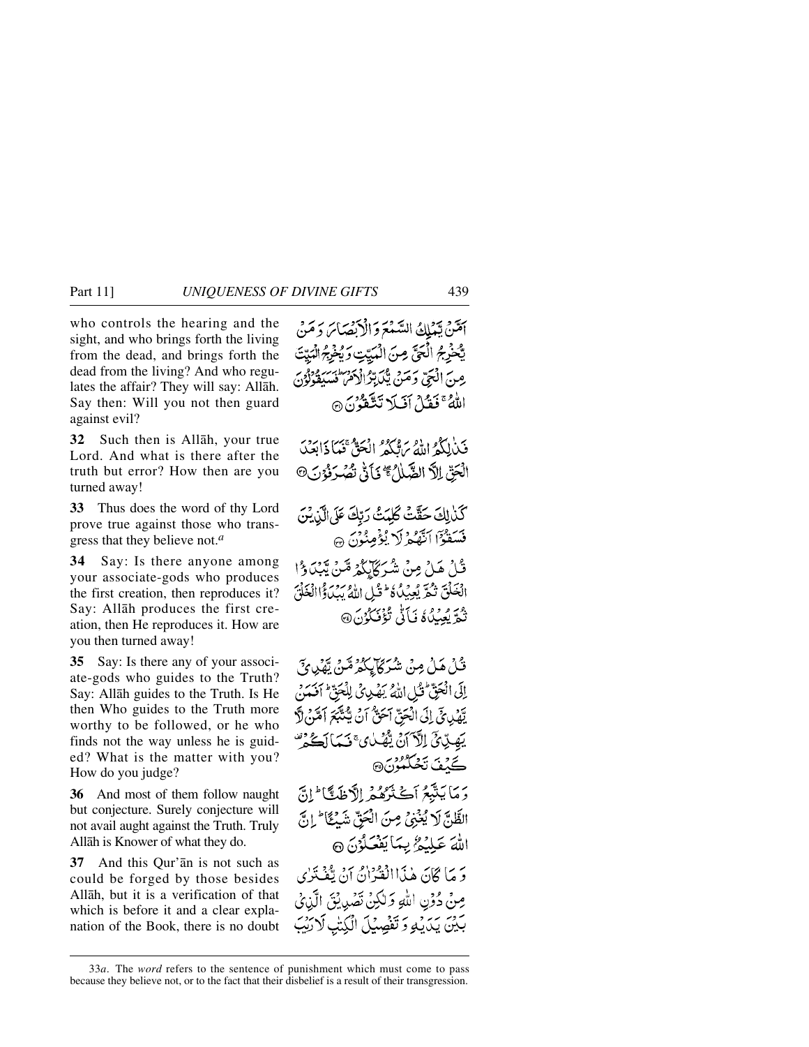who controls the hearing and the sight, and who brings forth the living from the dead, and brings forth the dead from the living? And who regulates the affair? They will say: Allāh. Say then: Will you not then guard against evil?

أَمَّنْ يَمْلِكُ السَّمْعَ وَالْأَبْصَارَ وَمَنْ يُخْرِجُ الْحَيَّ مِنَ الْمَيِّتِ وَيُخْرِجُ الْمَيِّتَ مِنَ الْحَيِّ وَمَنْ يُدَبِّرُ الْأَمْرَ ۚ فَسَيَقُولُونَ اللَّهُ ۚ فَقُلْ أَفَلَا تَتَّقُونَ ۝

**32** Such then is Allāh, your true Lord. And what is there after the truth but error? How then are you turned away!

فَذَٰلِكُمُ اللَّهُ رَبُّكُمُ الْحَقُّ ۖ فَمَاذَا بَعْدَ الْحَقِّ إِلَّا الضَّلَالُ ۖ فَأَنَّىٰ تُصْرَفُونَ ۝

**33** Thus does the word of thy Lord prove true against those who transgress that they believe not.[a]

كَذَٰلِكَ حَقَّتْ كَلِمَتُ رَبِّكَ عَلَى الَّذِينَ فَسَقُوا أَنَّهُمْ لَا يُؤْمِنُونَ ۝

**34** Say: Is there anyone among your associate-gods who produces the first creation, then reproduces it? Say: Allāh produces the first creation, then He reproduces it. How are you then turned away!

قُلْ هَلْ مِنْ شُرَكَائِكُمْ مَنْ يَبْدَأُ الْخَلْقَ ثُمَّ يُعِيدُهُ ۚ قُلِ اللَّهُ يَبْدَأُ الْخَلْقَ ثُمَّ يُعِيدُهُ ۖ فَأَنَّىٰ تُؤْفَكُونَ ۝

**35** Say: Is there any of your associate-gods who guides to the Truth? Say: Allāh guides to the Truth. Is He then Who guides to the Truth more worthy to be followed, or he who finds not the way unless he is guided? What is the matter with you? How do you judge?

قُلْ هَلْ مِنْ شُرَكَائِكُمْ مَنْ يَهْدِي إِلَى الْحَقِّ ۚ قُلِ اللَّهُ يَهْدِي لِلْحَقِّ ۗ أَفَمَنْ يَهْدِي إِلَى الْحَقِّ أَحَقُّ أَنْ يُتَّبَعَ أَمَّنْ لَا يَهِدِّي إِلَّا أَنْ يُهْدَىٰ ۖ فَمَا لَكُمْ كَيْفَ تَحْكُمُونَ ۝

**36** And most of them follow naught but conjecture. Surely conjecture will not avail aught against the Truth. Truly Allāh is Knower of what they do.

وَمَا يَتَّبِعُ أَكْثَرُهُمْ إِلَّا ظَنًّا ۚ إِنَّ الظَّنَّ لَا يُغْنِي مِنَ الْحَقِّ شَيْئًا ۚ إِنَّ اللَّهَ عَلِيمٌ بِمَا يَفْعَلُونَ ۝

**37** And this Qur'ān is not such as could be forged by those besides Allāh, but it is a verification of that which is before it and a clear explanation of the Book, there is no doubt

وَمَا كَانَ هَٰذَا الْقُرْآنُ أَنْ يُفْتَرَىٰ مِنْ دُونِ اللَّهِ وَلَٰكِنْ تَصْدِيقَ الَّذِي بَيْنَ يَدَيْهِ وَتَفْصِيلَ الْكِتَابِ لَا رَيْبَ

---

33*a*. The *word* refers to the sentence of punishment which must come to pass because they believe not, or to the fact that their disbelief is a result of their transgression.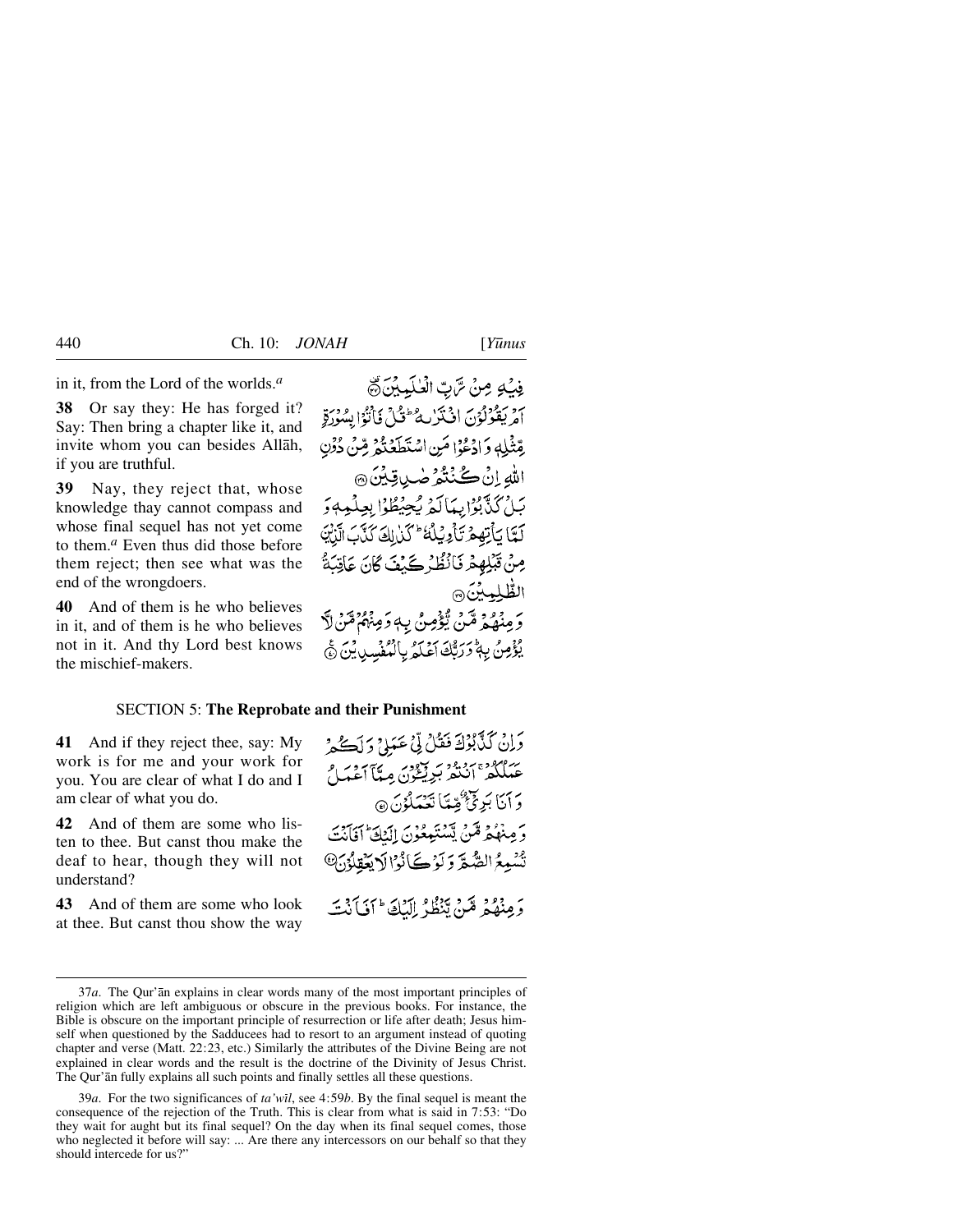in it, from the Lord of the worlds.[a]

فِيْهِ مِنْ رَّبِّ الْعٰلَمِيْنَ ﴿۳۷﴾

**38** Or say they: He has forged it? Say: Then bring a chapter like it, and invite whom you can besides Allāh, if you are truthful.

اَمْ يَقُوْلُوْنَ افْتَرٰىهُ ؕ قُلْ فَاْتُوْا بِسُوْرَةٍ مِّثْلِهٖ وَ ادْعُوْا مَنِ اسْتَطَعْتُمْ مِّنْ دُوْنِ اللّٰهِ اِنْ كُنْتُمْ صٰدِقِيْنَ ﴿۳۸﴾

**39** Nay, they reject that, whose knowledge thay cannot compass and whose final sequel has not yet come to them.[a] Even thus did those before them reject; then see what was the end of the wrongdoers.

بَلْ كَذَّبُوْا بِمَا لَمْ يُحِيْطُوْا بِعِلْمِهٖ وَ لَمَّا يَاْتِهِمْ تَاْوِيْلُهٗ ؕ كَذٰلِكَ كَذَّبَ الَّذِيْنَ مِنْ قَبْلِهِمْ فَانْظُرْ كَيْفَ كَانَ عَاقِبَةُ الظّٰلِمِيْنَ ﴿۳۹﴾

**40** And of them is he who believes in it, and of them is he who believes not in it. And thy Lord best knows the mischief-makers.

وَ مِنْهُمْ مَّنْ يُّؤْمِنُ بِهٖ وَ مِنْهُمْ مَّنْ لَّا يُؤْمِنُ بِهٖ ؕ وَ رَبُّكَ اَعْلَمُ بِالْمُفْسِدِيْنَ ﴿۴۰﴾

## SECTION 5: **The Reprobate and their Punishment**

**41** And if they reject thee, say: My work is for me and your work for you. You are clear of what I do and I am clear of what you do.

وَ اِنْ كَذَّبُوْكَ فَقُلْ لِّيْ عَمَلِيْ وَ لَكُمْ عَمَلُكُمْ ۚ اَنْتُمْ بَرِيْٓــُٔوْنَ مِمَّاۤ اَعْمَلُ وَ اَنَا بَرِيْٓءٌ مِّمَّا تَعْمَلُوْنَ ﴿۴۱﴾

**42** And of them are some who listen to thee. But canst thou make the deaf to hear, though they will not understand?

وَ مِنْهُمْ مَّنْ يَّسْتَمِعُوْنَ اِلَيْكَ ؕ اَفَاَنْتَ تُسْمِعُ الصُّمَّ وَ لَوْ كَانُوْا لَا يَعْقِلُوْنَ ﴿۴۲﴾

**43** And of them are some who look at thee. But canst thou show the way

وَ مِنْهُمْ مَّنْ يَّنْظُرُ اِلَيْكَ ؕ اَفَاَنْتَ

---

37*a*. The Qur'ān explains in clear words many of the most important principles of religion which are left ambiguous or obscure in the previous books. For instance, the Bible is obscure on the important principle of resurrection or life after death; Jesus himself when questioned by the Sadducees had to resort to an argument instead of quoting chapter and verse (Matt. 22:23, etc.) Similarly the attributes of the Divine Being are not explained in clear words and the result is the doctrine of the Divinity of Jesus Christ. The Qur'ān fully explains all such points and finally settles all these questions.

39*a*. For the two significances of *ta'wil*, see 4:59*b*. By the final sequel is meant the consequence of the rejection of the Truth. This is clear from what is said in 7:53: "Do they wait for aught but its final sequel? On the day when its final sequel comes, those who neglected it before will say: ... Are there any intercessors on our behalf so that they should intercede for us?"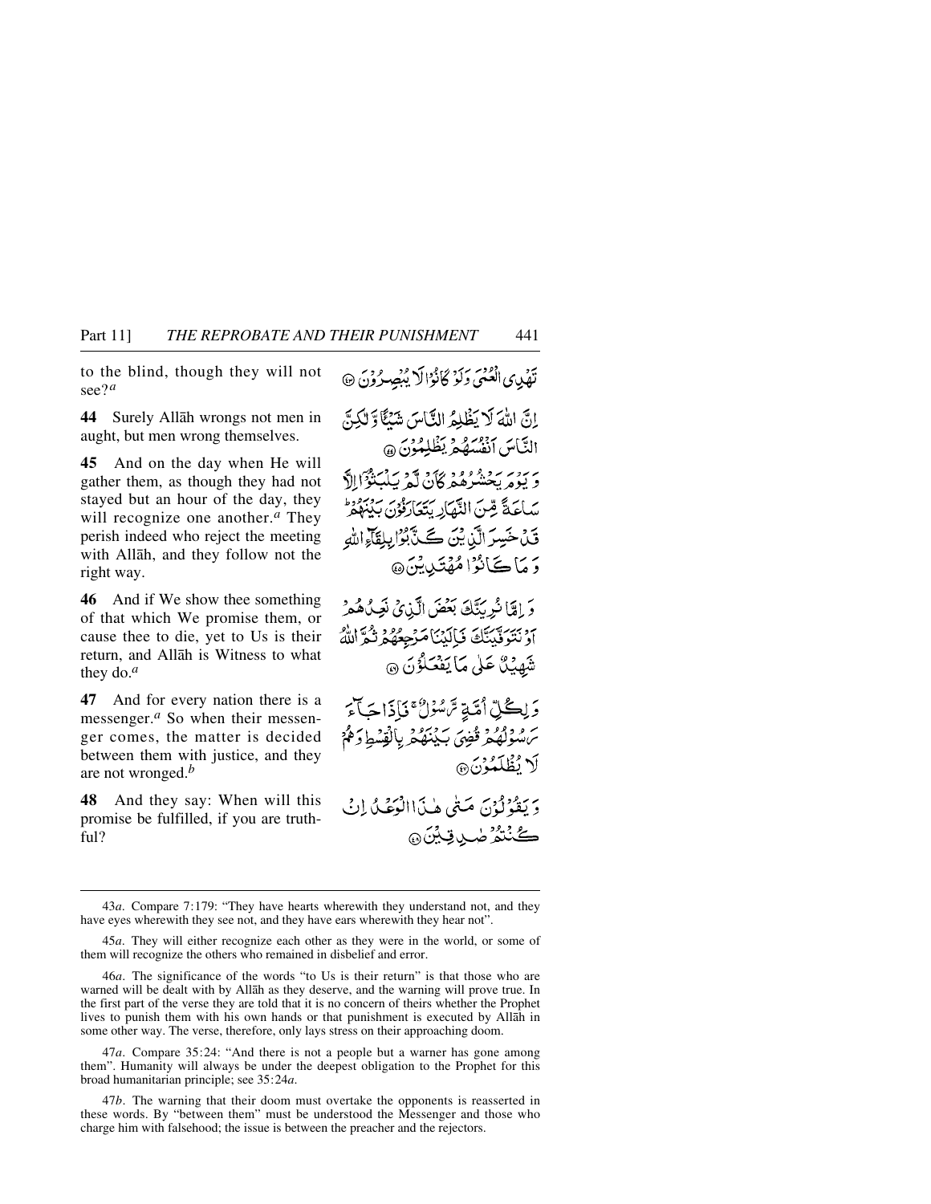to the blind, though they will not see?*a*

تَهْدِي الْعُمْيَ وَلَوْ كَانُوا لَا يُبْصِرُونَ ﴿٤٣﴾

**44** Surely Allāh wrongs not men in aught, but men wrong themselves.

إِنَّ اللَّهَ لَا يَظْلِمُ النَّاسَ شَيْئًا وَلَٰكِنَّ النَّاسَ أَنفُسَهُمْ يَظْلِمُونَ ﴿٤٤﴾

**45** And on the day when He will gather them, as though they had not stayed but an hour of the day, they will recognize one another.*a* They perish indeed who reject the meeting with Allāh, and they follow not the right way.

وَيَوْمَ يَحْشُرُهُمْ كَأَن لَّمْ يَلْبَثُوا إِلَّا سَاعَةً مِّنَ النَّهَارِ يَتَعَارَفُونَ بَيْنَهُمْ ۚ قَدْ خَسِرَ الَّذِينَ كَذَّبُوا بِلِقَاءِ اللَّهِ وَمَا كَانُوا مُهْتَدِينَ ﴿٤٥﴾

**46** And if We show thee something of that which We promise them, or cause thee to die, yet to Us is their return, and Allāh is Witness to what they do.*a*

وَإِمَّا نُرِيَنَّكَ بَعْضَ الَّذِي نَعِدُهُمْ أَوْ نَتَوَفَّيَنَّكَ فَإِلَيْنَا مَرْجِعُهُمْ ثُمَّ اللَّهُ شَهِيدٌ عَلَىٰ مَا يَفْعَلُونَ ﴿٤٦﴾

**47** And for every nation there is a messenger.*a* So when their messenger comes, the matter is decided between them with justice, and they are not wronged.*b*

وَلِكُلِّ أُمَّةٍ رَّسُولٌ ۖ فَإِذَا جَاءَ رَسُولُهُمْ قُضِيَ بَيْنَهُم بِالْقِسْطِ وَهُمْ لَا يُظْلَمُونَ ﴿٤٧﴾

**48** And they say: When will this promise be fulfilled, if you are truthful?

وَيَقُولُونَ مَتَىٰ هَٰذَا الْوَعْدُ إِن كُنتُمْ صَادِقِينَ ﴿٤٨﴾

---

43*a*. Compare 7:179: "They have hearts wherewith they understand not, and they have eyes wherewith they see not, and they have ears wherewith they hear not".

45*a*. They will either recognize each other as they were in the world, or some of them will recognize the others who remained in disbelief and error.

46*a*. The significance of the words "to Us is their return" is that those who are warned will be dealt with by Allāh as they deserve, and the warning will prove true. In the first part of the verse they are told that it is no concern of theirs whether the Prophet lives to punish them with his own hands or that punishment is executed by Allāh in some other way. The verse, therefore, only lays stress on their approaching doom.

47*a*. Compare 35:24: "And there is not a people but a warner has gone among them". Humanity will always be under the deepest obligation to the Prophet for this broad humanitarian principle; see 35:24*a*.

47*b*. The warning that their doom must overtake the opponents is reasserted in these words. By "between them" must be understood the Messenger and those who charge him with falsehood; the issue is between the preacher and the rejectors.